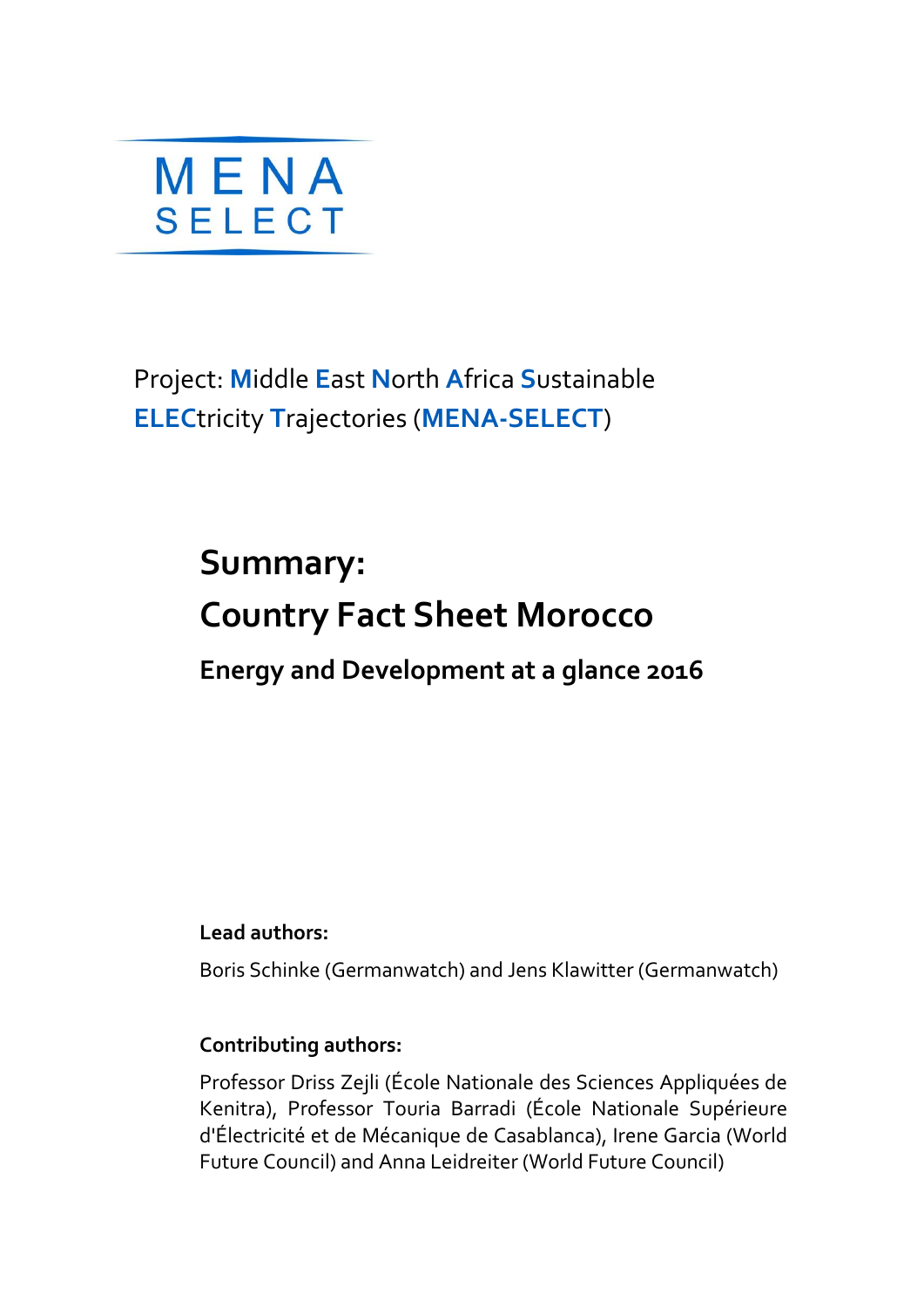MENA
SELECT

Project: **M**iddle **E**ast **N**orth **A**frica **S**ustainable **ELEC**tricity **T**rajectories (**MENA-SELECT**)

# Summary: Country Fact Sheet Morocco

## Energy and Development at a glance 2016

**Lead authors:**

Boris Schinke (Germanwatch) and Jens Klawitter (Germanwatch)

**Contributing authors:**

Professor Driss Zejli (École Nationale des Sciences Appliquées de Kenitra), Professor Touria Barradi (École Nationale Supérieure d'Électricité et de Mécanique de Casablanca), Irene Garcia (World Future Council) and Anna Leidreiter (World Future Council)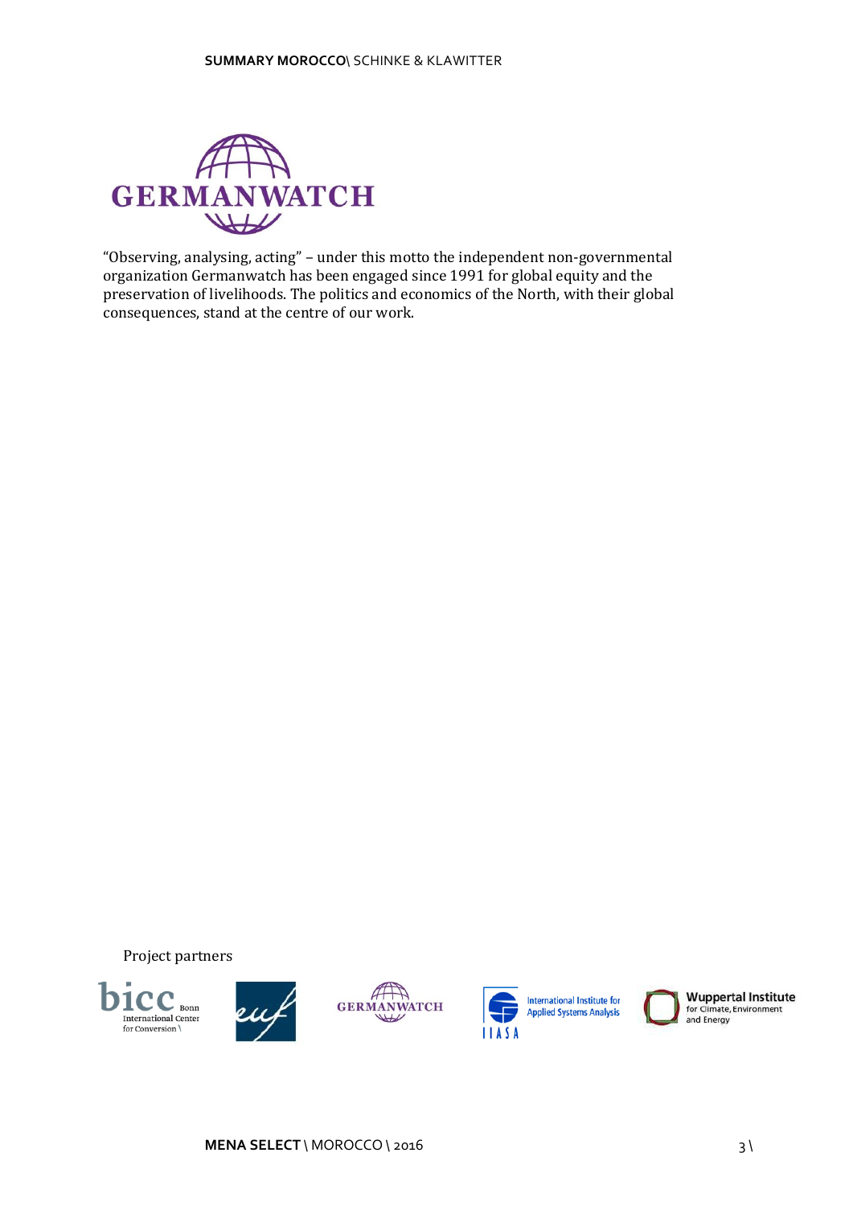GERMANWATCH

"Observing, analysing, acting" – under this motto the independent non-governmental organization Germanwatch has been engaged since 1991 for global equity and the preservation of livelihoods. The politics and economics of the North, with their global consequences, stand at the centre of our work.

Project partners

bicc Bonn International Center for Conversion \

euf

GERMANWATCH

IIASA International Institute for Applied Systems Analysis

Wuppertal Institute for Climate, Environment and Energy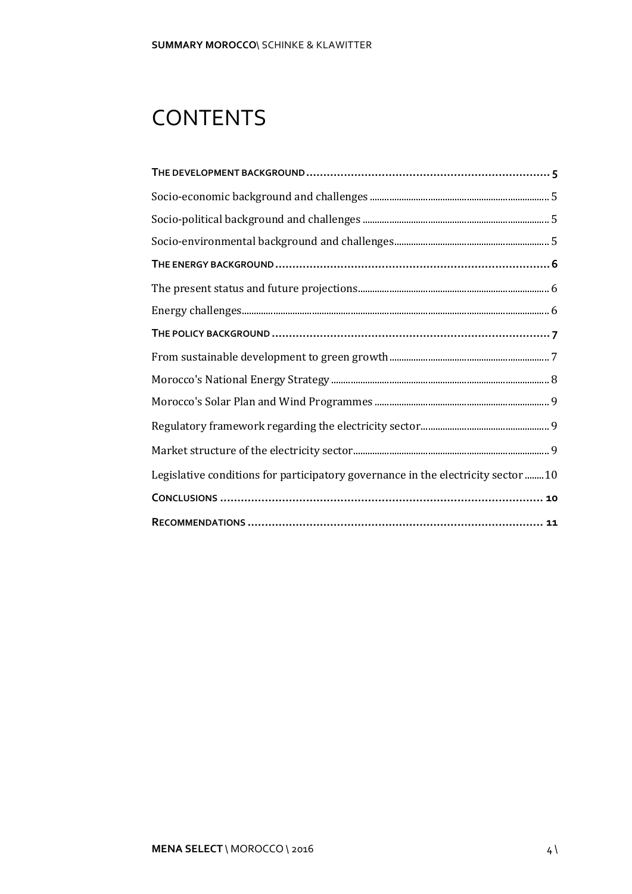# CONTENTS

**THE DEVELOPMENT BACKGROUND** ........ **5**

Socio-economic background and challenges ........ 5

Socio-political background and challenges ........ 5

Socio-environmental background and challenges ........ 5

**THE ENERGY BACKGROUND** ........ **6**

The present status and future projections ........ 6

Energy challenges ........ 6

**THE POLICY BACKGROUND** ........ **7**

From sustainable development to green growth ........ 7

Morocco's National Energy Strategy ........ 8

Morocco's Solar Plan and Wind Programmes ........ 9

Regulatory framework regarding the electricity sector ........ 9

Market structure of the electricity sector ........ 9

Legislative conditions for participatory governance in the electricity sector ........ 10

**CONCLUSIONS** ........ **10**

**RECOMMENDATIONS** ........ **11**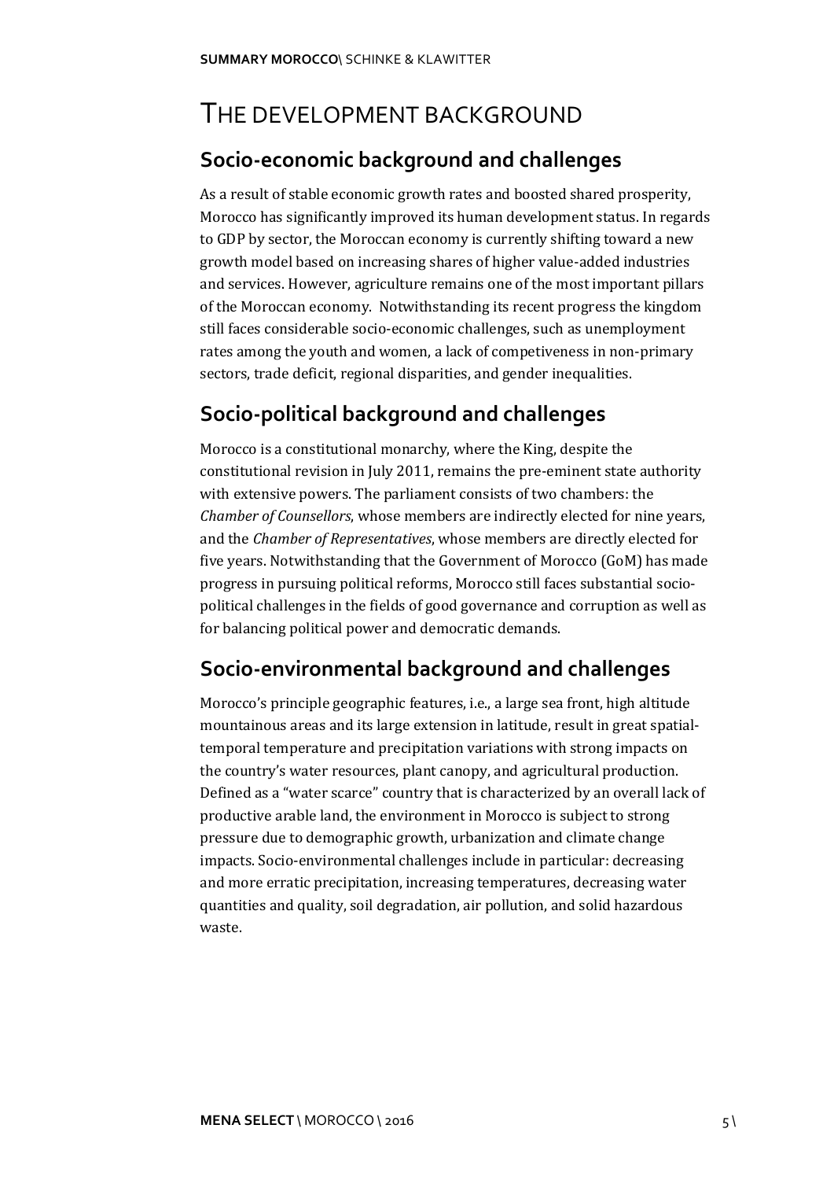# THE DEVELOPMENT BACKGROUND

## Socio-economic background and challenges

As a result of stable economic growth rates and boosted shared prosperity, Morocco has significantly improved its human development status. In regards to GDP by sector, the Moroccan economy is currently shifting toward a new growth model based on increasing shares of higher value-added industries and services. However, agriculture remains one of the most important pillars of the Moroccan economy. Notwithstanding its recent progress the kingdom still faces considerable socio-economic challenges, such as unemployment rates among the youth and women, a lack of competiveness in non-primary sectors, trade deficit, regional disparities, and gender inequalities.

## Socio-political background and challenges

Morocco is a constitutional monarchy, where the King, despite the constitutional revision in July 2011, remains the pre-eminent state authority with extensive powers. The parliament consists of two chambers: the *Chamber of Counsellors*, whose members are indirectly elected for nine years, and the *Chamber of Representatives*, whose members are directly elected for five years. Notwithstanding that the Government of Morocco (GoM) has made progress in pursuing political reforms, Morocco still faces substantial socio-political challenges in the fields of good governance and corruption as well as for balancing political power and democratic demands.

## Socio-environmental background and challenges

Morocco's principle geographic features, i.e., a large sea front, high altitude mountainous areas and its large extension in latitude, result in great spatial-temporal temperature and precipitation variations with strong impacts on the country's water resources, plant canopy, and agricultural production. Defined as a "water scarce" country that is characterized by an overall lack of productive arable land, the environment in Morocco is subject to strong pressure due to demographic growth, urbanization and climate change impacts. Socio-environmental challenges include in particular: decreasing and more erratic precipitation, increasing temperatures, decreasing water quantities and quality, soil degradation, air pollution, and solid hazardous waste.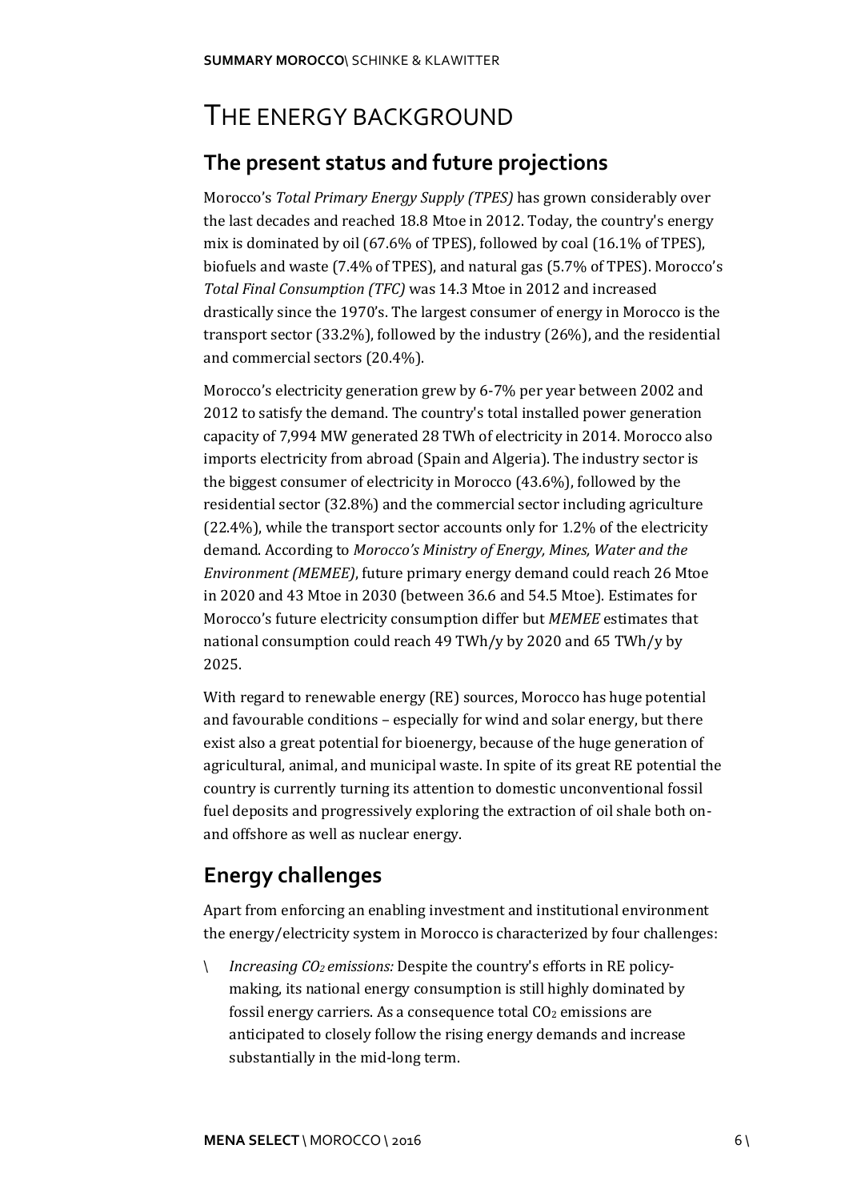# THE ENERGY BACKGROUND

## The present status and future projections

Morocco's *Total Primary Energy Supply (TPES)* has grown considerably over the last decades and reached 18.8 Mtoe in 2012. Today, the country's energy mix is dominated by oil (67.6% of TPES), followed by coal (16.1% of TPES), biofuels and waste (7.4% of TPES), and natural gas (5.7% of TPES). Morocco's *Total Final Consumption (TFC)* was 14.3 Mtoe in 2012 and increased drastically since the 1970's. The largest consumer of energy in Morocco is the transport sector (33.2%), followed by the industry (26%), and the residential and commercial sectors (20.4%).

Morocco's electricity generation grew by 6-7% per year between 2002 and 2012 to satisfy the demand. The country's total installed power generation capacity of 7,994 MW generated 28 TWh of electricity in 2014. Morocco also imports electricity from abroad (Spain and Algeria). The industry sector is the biggest consumer of electricity in Morocco (43.6%), followed by the residential sector (32.8%) and the commercial sector including agriculture (22.4%), while the transport sector accounts only for 1.2% of the electricity demand. According to *Morocco's Ministry of Energy, Mines, Water and the Environment (MEMEE)*, future primary energy demand could reach 26 Mtoe in 2020 and 43 Mtoe in 2030 (between 36.6 and 54.5 Mtoe). Estimates for Morocco's future electricity consumption differ but *MEMEE* estimates that national consumption could reach 49 TWh/y by 2020 and 65 TWh/y by 2025.

With regard to renewable energy (RE) sources, Morocco has huge potential and favourable conditions – especially for wind and solar energy, but there exist also a great potential for bioenergy, because of the huge generation of agricultural, animal, and municipal waste. In spite of its great RE potential the country is currently turning its attention to domestic unconventional fossil fuel deposits and progressively exploring the extraction of oil shale both on- and offshore as well as nuclear energy.

## Energy challenges

Apart from enforcing an enabling investment and institutional environment the energy/electricity system in Morocco is characterized by four challenges:

- *Increasing $CO_2$ emissions:* Despite the country's efforts in RE policy-making, its national energy consumption is still highly dominated by fossil energy carriers. As a consequence total $CO_2$ emissions are anticipated to closely follow the rising energy demands and increase substantially in the mid-long term.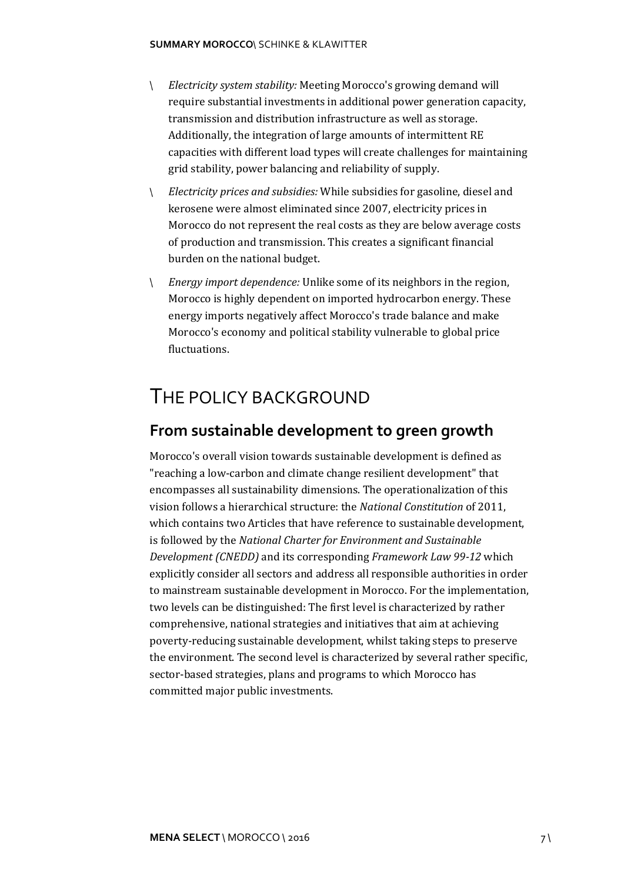- *Electricity system stability:* Meeting Morocco's growing demand will require substantial investments in additional power generation capacity, transmission and distribution infrastructure as well as storage. Additionally, the integration of large amounts of intermittent RE capacities with different load types will create challenges for maintaining grid stability, power balancing and reliability of supply.
- *Electricity prices and subsidies:* While subsidies for gasoline, diesel and kerosene were almost eliminated since 2007, electricity prices in Morocco do not represent the real costs as they are below average costs of production and transmission. This creates a significant financial burden on the national budget.
- *Energy import dependence:* Unlike some of its neighbors in the region, Morocco is highly dependent on imported hydrocarbon energy. These energy imports negatively affect Morocco's trade balance and make Morocco's economy and political stability vulnerable to global price fluctuations.

# THE POLICY BACKGROUND

## From sustainable development to green growth

Morocco's overall vision towards sustainable development is defined as "reaching a low-carbon and climate change resilient development" that encompasses all sustainability dimensions. The operationalization of this vision follows a hierarchical structure: the *National Constitution* of 2011, which contains two Articles that have reference to sustainable development, is followed by the *National Charter for Environment and Sustainable Development (CNEDD)* and its corresponding *Framework Law 99-12* which explicitly consider all sectors and address all responsible authorities in order to mainstream sustainable development in Morocco. For the implementation, two levels can be distinguished: The first level is characterized by rather comprehensive, national strategies and initiatives that aim at achieving poverty-reducing sustainable development, whilst taking steps to preserve the environment. The second level is characterized by several rather specific, sector-based strategies, plans and programs to which Morocco has committed major public investments.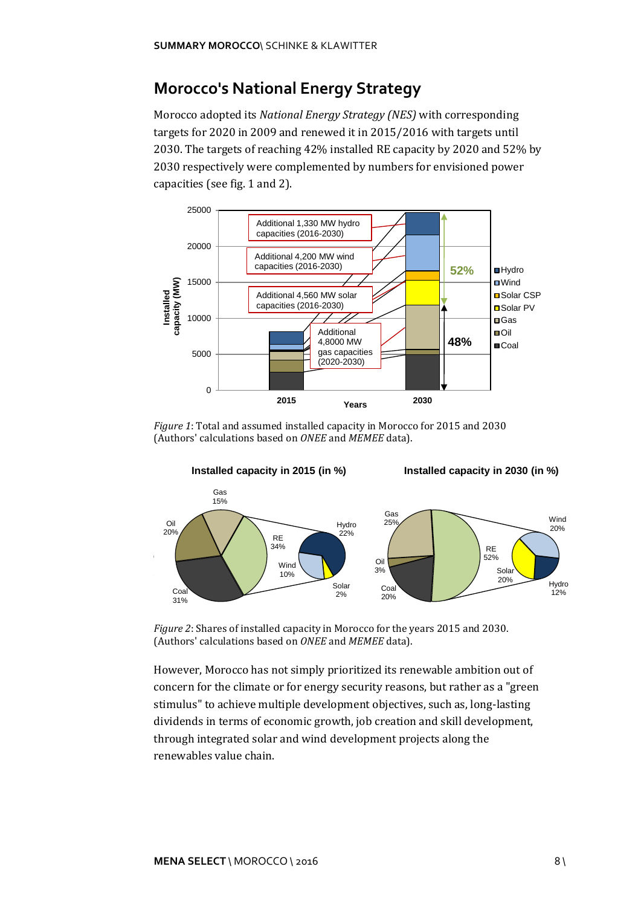## Morocco's National Energy Strategy

Morocco adopted its *National Energy Strategy (NES)* with corresponding targets for 2020 in 2009 and renewed it in 2015/2016 with targets until 2030. The targets of reaching 42% installed RE capacity by 2020 and 52% by 2030 respectively were complemented by numbers for envisioned power capacities (see fig. 1 and 2).

*Figure 1*: Total and assumed installed capacity in Morocco for 2015 and 2030 (Authors' calculations based on *ONEE* and *MEMEE* data).

*Figure 2*: Shares of installed capacity in Morocco for the years 2015 and 2030. (Authors' calculations based on *ONEE* and *MEMEE* data).

However, Morocco has not simply prioritized its renewable ambition out of concern for the climate or for energy security reasons, but rather as a "green stimulus" to achieve multiple development objectives, such as, long-lasting dividends in terms of economic growth, job creation and skill development, through integrated solar and wind development projects along the renewables value chain.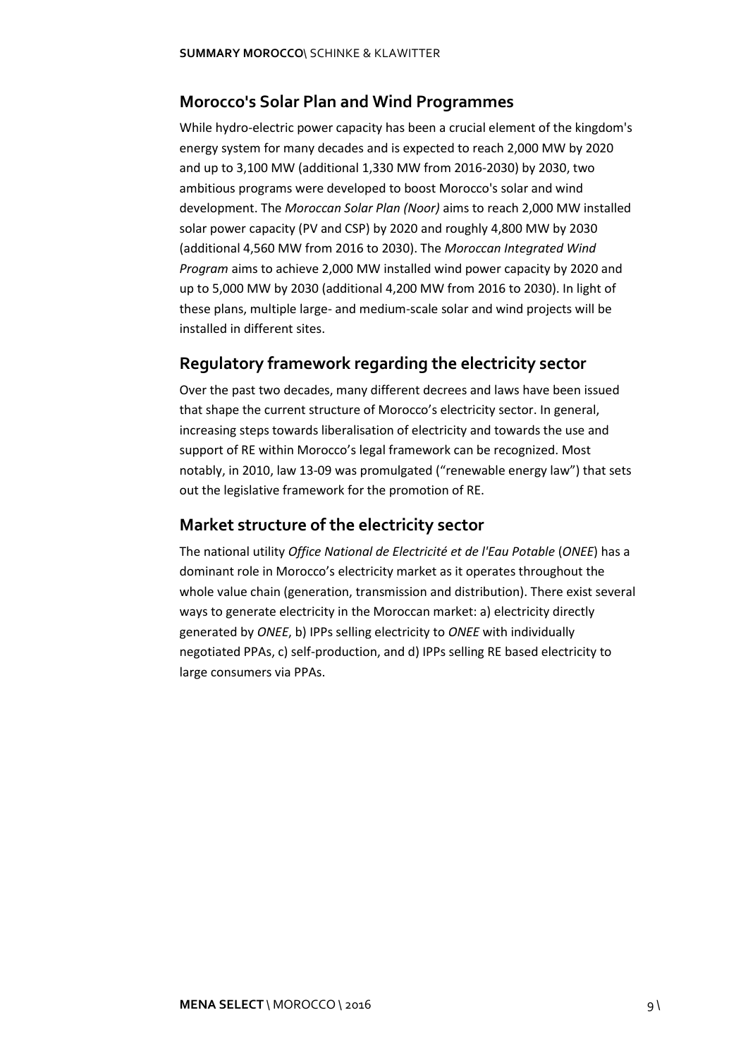## Morocco's Solar Plan and Wind Programmes

While hydro-electric power capacity has been a crucial element of the kingdom's energy system for many decades and is expected to reach 2,000 MW by 2020 and up to 3,100 MW (additional 1,330 MW from 2016-2030) by 2030, two ambitious programs were developed to boost Morocco's solar and wind development. The *Moroccan Solar Plan (Noor)* aims to reach 2,000 MW installed solar power capacity (PV and CSP) by 2020 and roughly 4,800 MW by 2030 (additional 4,560 MW from 2016 to 2030). The *Moroccan Integrated Wind Program* aims to achieve 2,000 MW installed wind power capacity by 2020 and up to 5,000 MW by 2030 (additional 4,200 MW from 2016 to 2030). In light of these plans, multiple large- and medium-scale solar and wind projects will be installed in different sites.

## Regulatory framework regarding the electricity sector

Over the past two decades, many different decrees and laws have been issued that shape the current structure of Morocco's electricity sector. In general, increasing steps towards liberalisation of electricity and towards the use and support of RE within Morocco's legal framework can be recognized. Most notably, in 2010, law 13-09 was promulgated ("renewable energy law") that sets out the legislative framework for the promotion of RE.

## Market structure of the electricity sector

The national utility *Office National de Electricité et de l'Eau Potable* (*ONEE*) has a dominant role in Morocco's electricity market as it operates throughout the whole value chain (generation, transmission and distribution). There exist several ways to generate electricity in the Moroccan market: a) electricity directly generated by *ONEE*, b) IPPs selling electricity to *ONEE* with individually negotiated PPAs, c) self-production, and d) IPPs selling RE based electricity to large consumers via PPAs.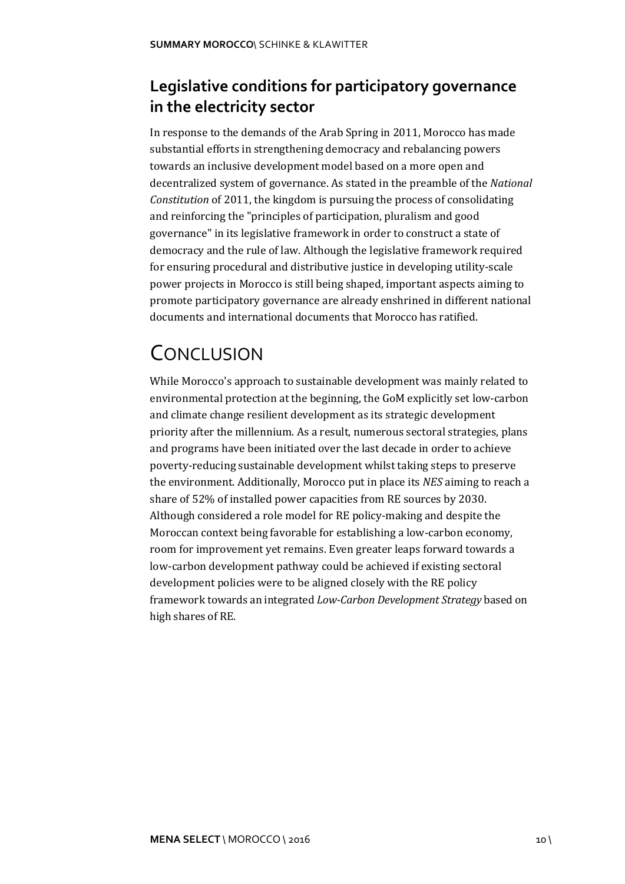## Legislative conditions for participatory governance in the electricity sector

In response to the demands of the Arab Spring in 2011, Morocco has made substantial efforts in strengthening democracy and rebalancing powers towards an inclusive development model based on a more open and decentralized system of governance. As stated in the preamble of the *National Constitution* of 2011, the kingdom is pursuing the process of consolidating and reinforcing the "principles of participation, pluralism and good governance" in its legislative framework in order to construct a state of democracy and the rule of law. Although the legislative framework required for ensuring procedural and distributive justice in developing utility-scale power projects in Morocco is still being shaped, important aspects aiming to promote participatory governance are already enshrined in different national documents and international documents that Morocco has ratified.

# Conclusion

While Morocco's approach to sustainable development was mainly related to environmental protection at the beginning, the GoM explicitly set low-carbon and climate change resilient development as its strategic development priority after the millennium. As a result, numerous sectoral strategies, plans and programs have been initiated over the last decade in order to achieve poverty-reducing sustainable development whilst taking steps to preserve the environment. Additionally, Morocco put in place its *NES* aiming to reach a share of 52% of installed power capacities from RE sources by 2030. Although considered a role model for RE policy-making and despite the Moroccan context being favorable for establishing a low-carbon economy, room for improvement yet remains. Even greater leaps forward towards a low-carbon development pathway could be achieved if existing sectoral development policies were to be aligned closely with the RE policy framework towards an integrated *Low-Carbon Development Strategy* based on high shares of RE.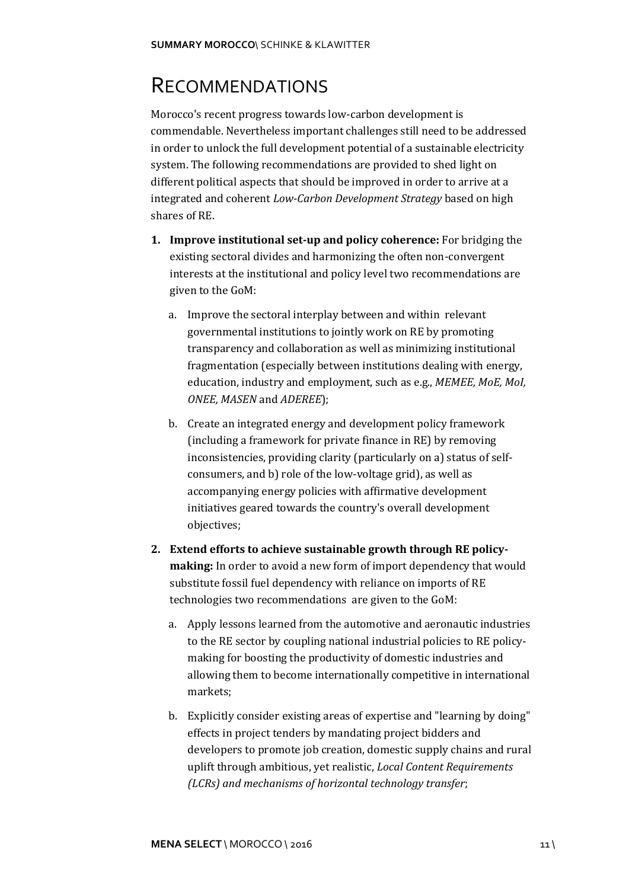# RECOMMENDATIONS

Morocco's recent progress towards low-carbon development is commendable. Nevertheless important challenges still need to be addressed in order to unlock the full development potential of a sustainable electricity system. The following recommendations are provided to shed light on different political aspects that should be improved in order to arrive at a integrated and coherent *Low-Carbon Development Strategy* based on high shares of RE.

1. **Improve institutional set-up and policy coherence:** For bridging the existing sectoral divides and harmonizing the often non-convergent interests at the institutional and policy level two recommendations are given to the GoM:
   a. Improve the sectoral interplay between and within relevant governmental institutions to jointly work on RE by promoting transparency and collaboration as well as minimizing institutional fragmentation (especially between institutions dealing with energy, education, industry and employment, such as e.g., *MEMEE, MoE, MoI, ONEE, MASEN* and *ADEREE*);
   b. Create an integrated energy and development policy framework (including a framework for private finance in RE) by removing inconsistencies, providing clarity (particularly on a) status of self-consumers, and b) role of the low-voltage grid), as well as accompanying energy policies with affirmative development initiatives geared towards the country's overall development objectives;
2. **Extend efforts to achieve sustainable growth through RE policy-making:** In order to avoid a new form of import dependency that would substitute fossil fuel dependency with reliance on imports of RE technologies two recommendations are given to the GoM:
   a. Apply lessons learned from the automotive and aeronautic industries to the RE sector by coupling national industrial policies to RE policy-making for boosting the productivity of domestic industries and allowing them to become internationally competitive in international markets;
   b. Explicitly consider existing areas of expertise and "learning by doing" effects in project tenders by mandating project bidders and developers to promote job creation, domestic supply chains and rural uplift through ambitious, yet realistic, *Local Content Requirements (LCRs) and mechanisms of horizontal technology transfer*;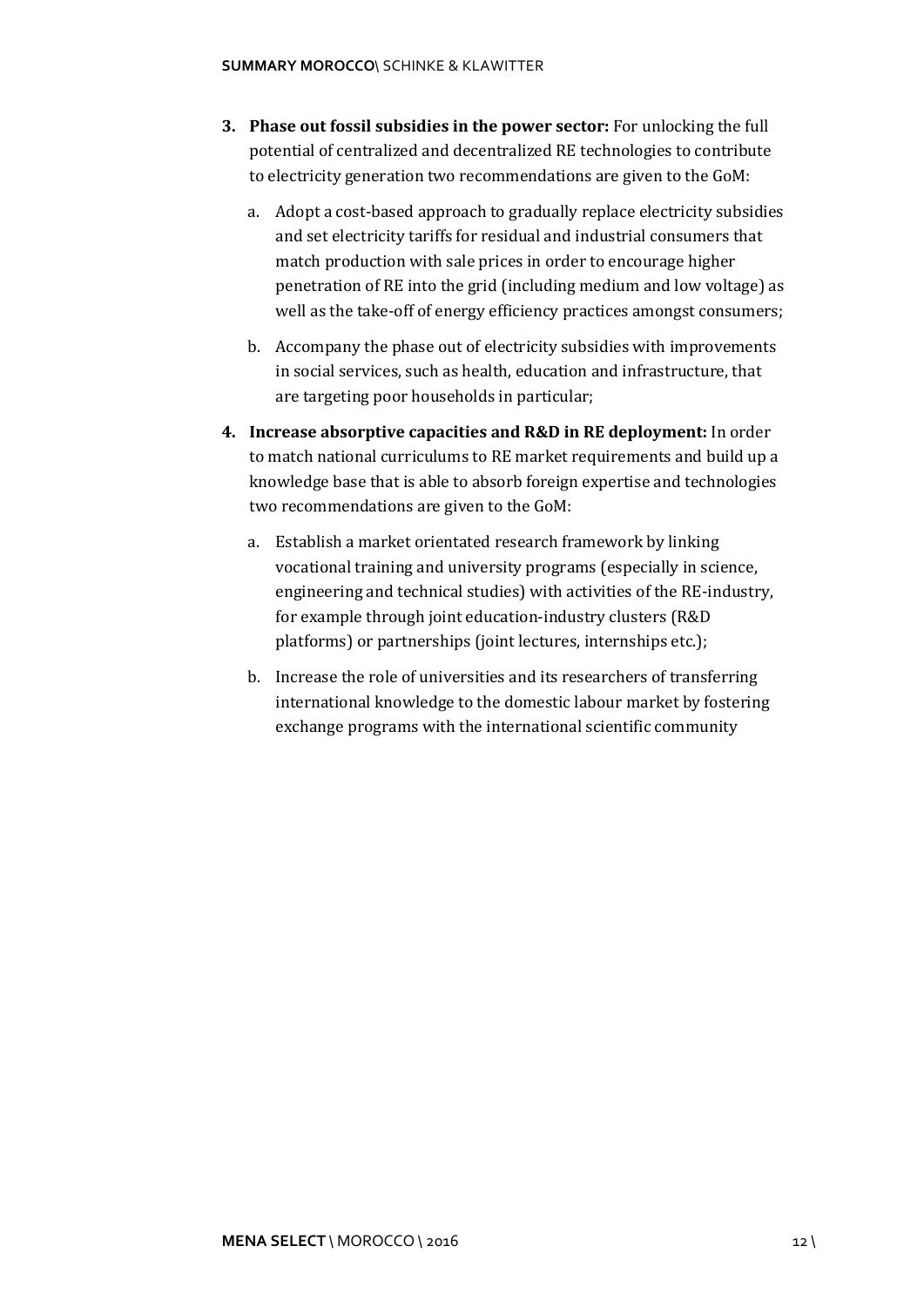3. **Phase out fossil subsidies in the power sector:** For unlocking the full potential of centralized and decentralized RE technologies to contribute to electricity generation two recommendations are given to the GoM:

    a. Adopt a cost-based approach to gradually replace electricity subsidies and set electricity tariffs for residual and industrial consumers that match production with sale prices in order to encourage higher penetration of RE into the grid (including medium and low voltage) as well as the take-off of energy efficiency practices amongst consumers;

    b. Accompany the phase out of electricity subsidies with improvements in social services, such as health, education and infrastructure, that are targeting poor households in particular;

4. **Increase absorptive capacities and R&D in RE deployment:** In order to match national curriculums to RE market requirements and build up a knowledge base that is able to absorb foreign expertise and technologies two recommendations are given to the GoM:

    a. Establish a market orientated research framework by linking vocational training and university programs (especially in science, engineering and technical studies) with activities of the RE-industry, for example through joint education-industry clusters (R&D platforms) or partnerships (joint lectures, internships etc.);

    b. Increase the role of universities and its researchers of transferring international knowledge to the domestic labour market by fostering exchange programs with the international scientific community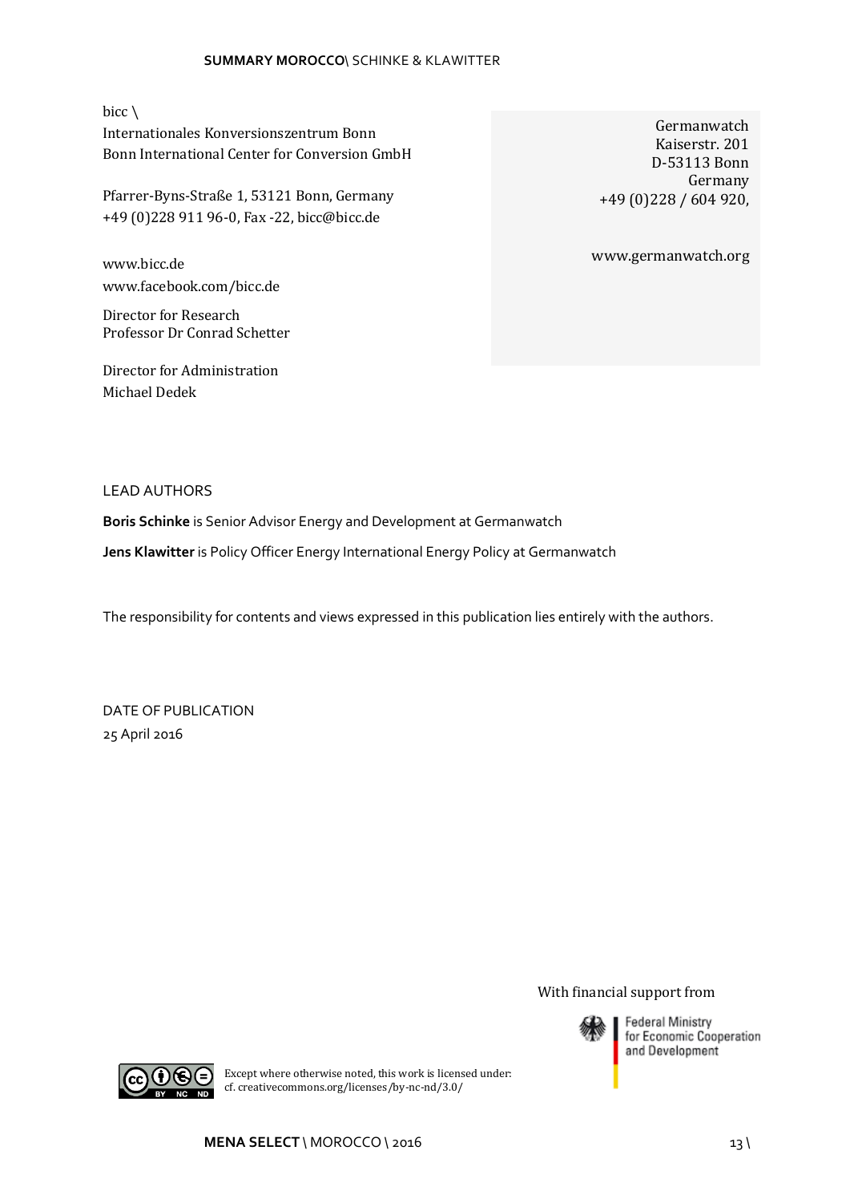bicc \
Internationales Konversionszentrum Bonn
Bonn International Center for Conversion GmbH

Pfarrer-Byns-Straße 1, 53121 Bonn, Germany
+49 (0)228 911 96-0, Fax -22, bicc@bicc.de

www.bicc.de
www.facebook.com/bicc.de

Director for Research
Professor Dr Conrad Schetter

Director for Administration
Michael Dedek

Germanwatch
Kaiserstr. 201
D-53113 Bonn
Germany
+49 (0)228 / 604 920,

www.germanwatch.org

LEAD AUTHORS

**Boris Schinke** is Senior Advisor Energy and Development at Germanwatch

**Jens Klawitter** is Policy Officer Energy International Energy Policy at Germanwatch

The responsibility for contents and views expressed in this publication lies entirely with the authors.

DATE OF PUBLICATION
25 April 2016

With financial support from

Federal Ministry for Economic Cooperation and Development

Except where otherwise noted, this work is licensed under:
cf. creativecommons.org/licenses/by-nc-nd/3.0/